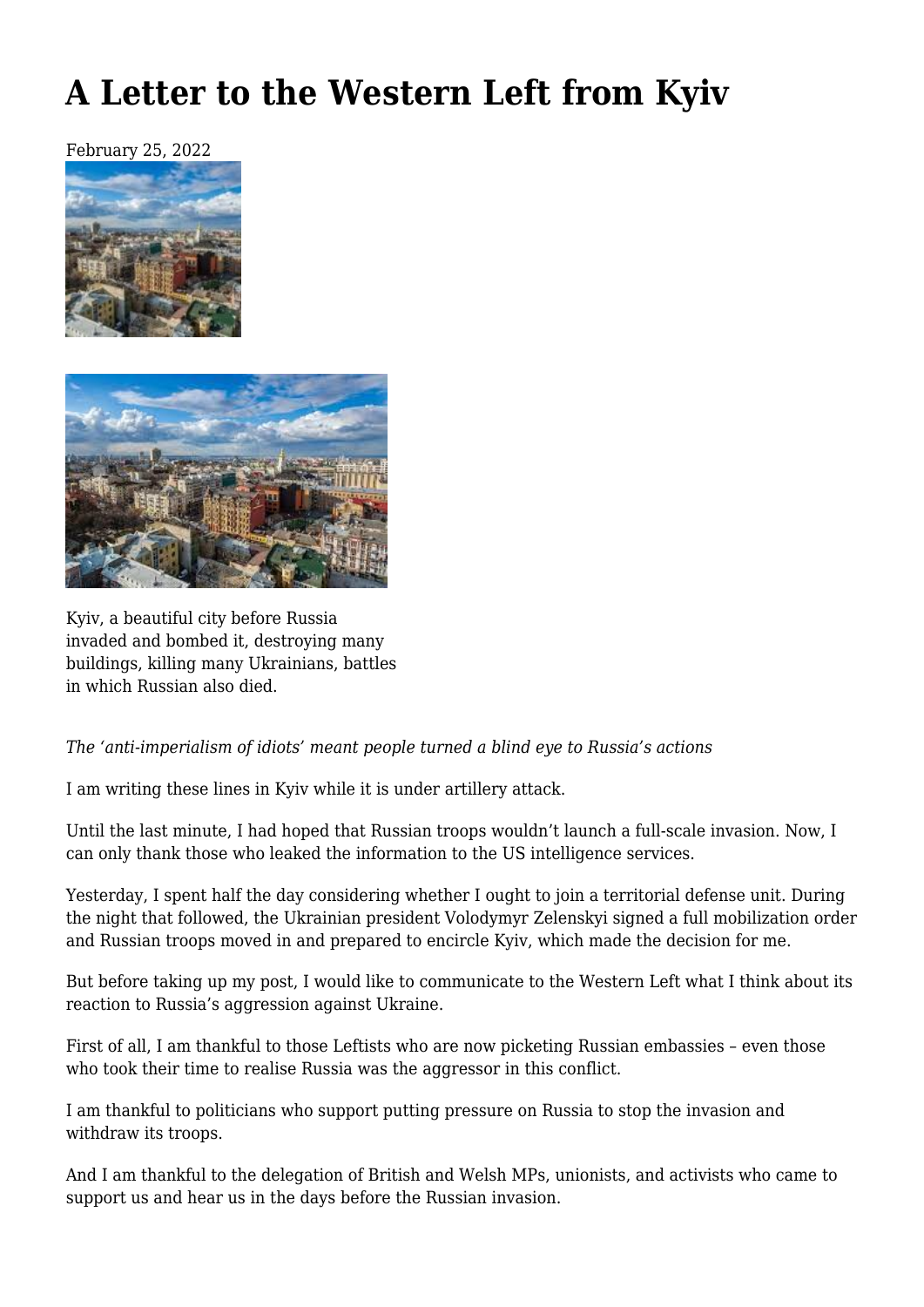# A Letter to the Western Left from Kyiv

February 25, 2022

Kyiv, a beautiful city before Russia invaded and bombed it, destroying many buildings, killing many Ukrainians, battles in which Russian also died.

*The 'anti-imperialism of idiots' meant people turned a blind eye to Russia's actions*

I am writing these lines in Kyiv while it is under artillery attack.

Until the last minute, I had hoped that Russian troops wouldn't launch a full-scale invasion. Now, I can only thank those who leaked the information to the US intelligence services.

Yesterday, I spent half the day considering whether I ought to join a territorial defense unit. During the night that followed, the Ukrainian president Volodymyr Zelenskyi signed a full mobilization order and Russian troops moved in and prepared to encircle Kyiv, which made the decision for me.

But before taking up my post, I would like to communicate to the Western Left what I think about its reaction to Russia's aggression against Ukraine.

First of all, I am thankful to those Leftists who are now picketing Russian embassies – even those who took their time to realise Russia was the aggressor in this conflict.

I am thankful to politicians who support putting pressure on Russia to stop the invasion and withdraw its troops.

And I am thankful to the delegation of British and Welsh MPs, unionists, and activists who came to support us and hear us in the days before the Russian invasion.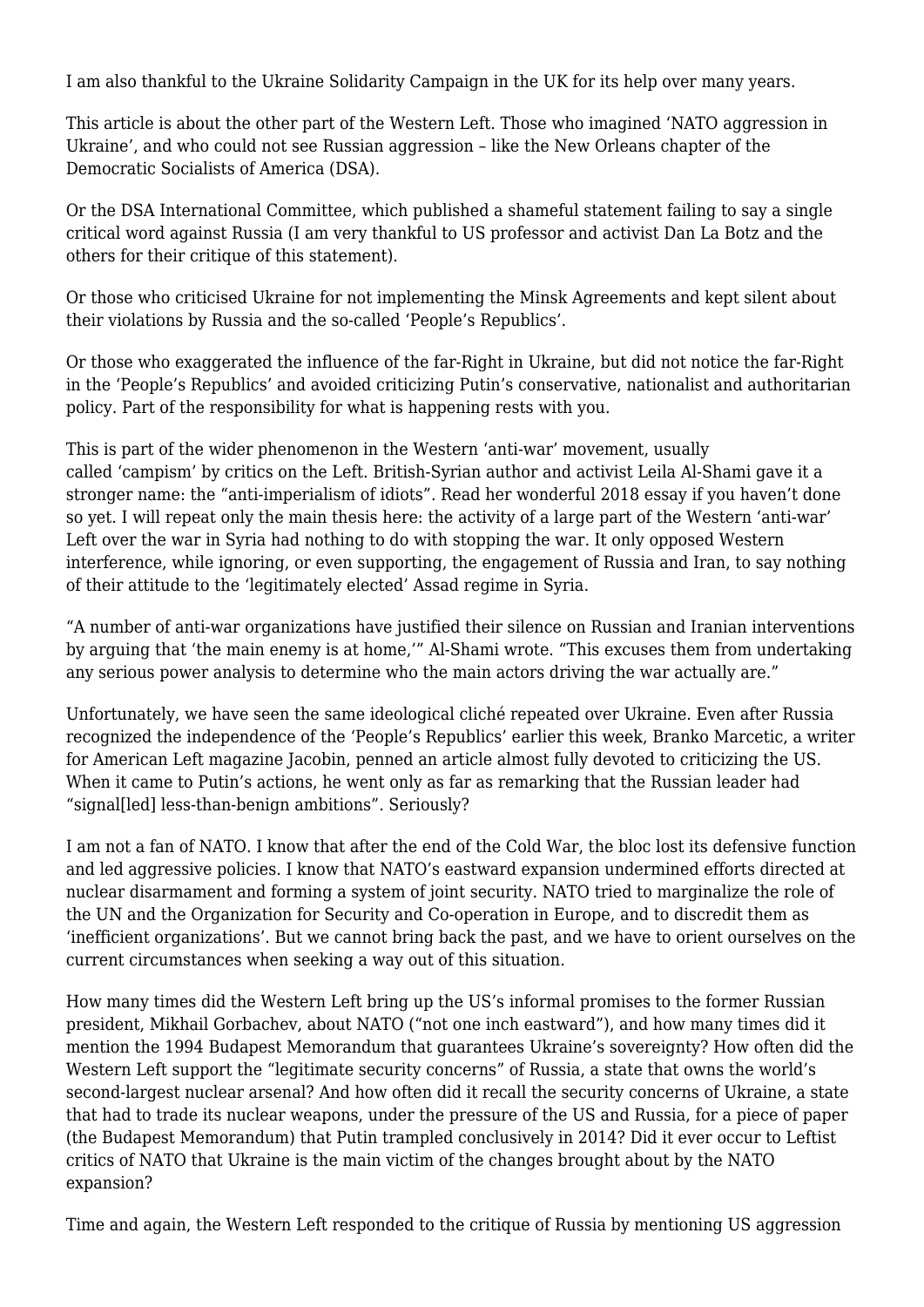I am also thankful to the Ukraine Solidarity Campaign in the UK for its help over many years.

This article is about the other part of the Western Left. Those who imagined 'NATO aggression in Ukraine', and who could not see Russian aggression – like the New Orleans chapter of the Democratic Socialists of America (DSA).

Or the DSA International Committee, which published a shameful statement failing to say a single critical word against Russia (I am very thankful to US professor and activist Dan La Botz and the others for their critique of this statement).

Or those who criticised Ukraine for not implementing the Minsk Agreements and kept silent about their violations by Russia and the so-called 'People's Republics'.

Or those who exaggerated the influence of the far-Right in Ukraine, but did not notice the far-Right in the 'People's Republics' and avoided criticizing Putin's conservative, nationalist and authoritarian policy. Part of the responsibility for what is happening rests with you.

This is part of the wider phenomenon in the Western 'anti-war' movement, usually called 'campism' by critics on the Left. British-Syrian author and activist Leila Al-Shami gave it a stronger name: the "anti-imperialism of idiots". Read her wonderful 2018 essay if you haven't done so yet. I will repeat only the main thesis here: the activity of a large part of the Western 'anti-war' Left over the war in Syria had nothing to do with stopping the war. It only opposed Western interference, while ignoring, or even supporting, the engagement of Russia and Iran, to say nothing of their attitude to the 'legitimately elected' Assad regime in Syria.

"A number of anti-war organizations have justified their silence on Russian and Iranian interventions by arguing that 'the main enemy is at home,'" Al-Shami wrote. "This excuses them from undertaking any serious power analysis to determine who the main actors driving the war actually are."

Unfortunately, we have seen the same ideological cliché repeated over Ukraine. Even after Russia recognized the independence of the 'People's Republics' earlier this week, Branko Marcetic, a writer for American Left magazine Jacobin, penned an article almost fully devoted to criticizing the US. When it came to Putin's actions, he went only as far as remarking that the Russian leader had "signal[led] less-than-benign ambitions". Seriously?

I am not a fan of NATO. I know that after the end of the Cold War, the bloc lost its defensive function and led aggressive policies. I know that NATO's eastward expansion undermined efforts directed at nuclear disarmament and forming a system of joint security. NATO tried to marginalize the role of the UN and the Organization for Security and Co-operation in Europe, and to discredit them as 'inefficient organizations'. But we cannot bring back the past, and we have to orient ourselves on the current circumstances when seeking a way out of this situation.

How many times did the Western Left bring up the US's informal promises to the former Russian president, Mikhail Gorbachev, about NATO ("not one inch eastward"), and how many times did it mention the 1994 Budapest Memorandum that guarantees Ukraine's sovereignty? How often did the Western Left support the "legitimate security concerns" of Russia, a state that owns the world's second-largest nuclear arsenal? And how often did it recall the security concerns of Ukraine, a state that had to trade its nuclear weapons, under the pressure of the US and Russia, for a piece of paper (the Budapest Memorandum) that Putin trampled conclusively in 2014? Did it ever occur to Leftist critics of NATO that Ukraine is the main victim of the changes brought about by the NATO expansion?

Time and again, the Western Left responded to the critique of Russia by mentioning US aggression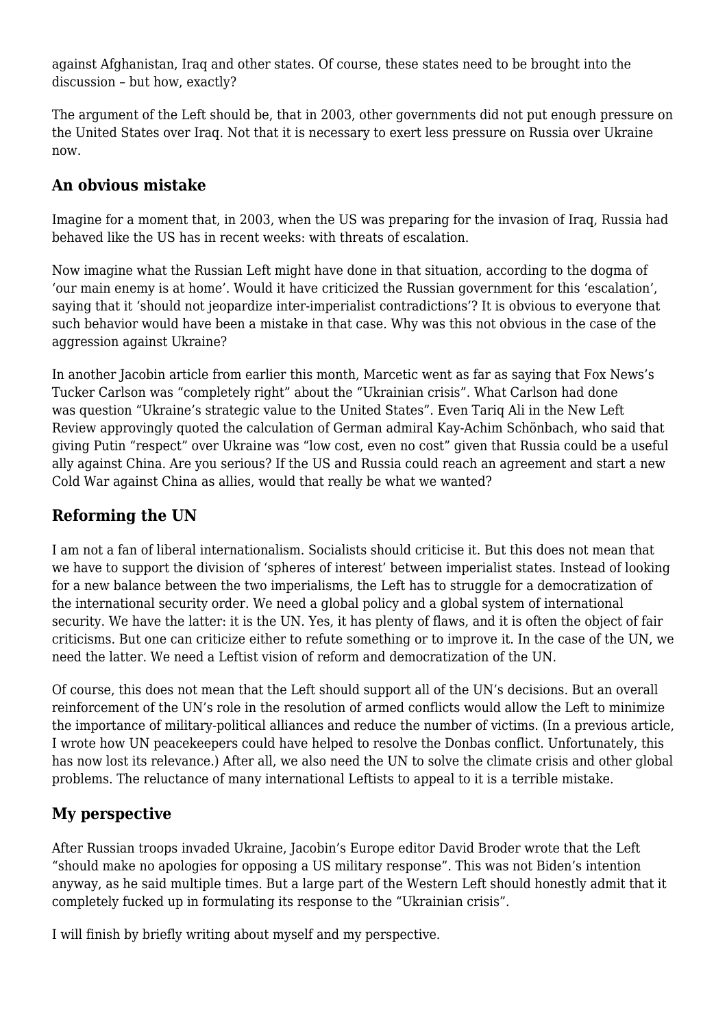against Afghanistan, Iraq and other states. Of course, these states need to be brought into the discussion – but how, exactly?

The argument of the Left should be, that in 2003, other governments did not put enough pressure on the United States over Iraq. Not that it is necessary to exert less pressure on Russia over Ukraine now.

### An obvious mistake

Imagine for a moment that, in 2003, when the US was preparing for the invasion of Iraq, Russia had behaved like the US has in recent weeks: with threats of escalation.

Now imagine what the Russian Left might have done in that situation, according to the dogma of 'our main enemy is at home'. Would it have criticized the Russian government for this 'escalation', saying that it 'should not jeopardize inter-imperialist contradictions'? It is obvious to everyone that such behavior would have been a mistake in that case. Why was this not obvious in the case of the aggression against Ukraine?

In another Jacobin article from earlier this month, Marcetic went as far as saying that Fox News's Tucker Carlson was "completely right" about the "Ukrainian crisis". What Carlson had done was question "Ukraine's strategic value to the United States". Even Tariq Ali in the New Left Review approvingly quoted the calculation of German admiral Kay-Achim Schönbach, who said that giving Putin "respect" over Ukraine was "low cost, even no cost" given that Russia could be a useful ally against China. Are you serious? If the US and Russia could reach an agreement and start a new Cold War against China as allies, would that really be what we wanted?

### Reforming the UN

I am not a fan of liberal internationalism. Socialists should criticise it. But this does not mean that we have to support the division of 'spheres of interest' between imperialist states. Instead of looking for a new balance between the two imperialisms, the Left has to struggle for a democratization of the international security order. We need a global policy and a global system of international security. We have the latter: it is the UN. Yes, it has plenty of flaws, and it is often the object of fair criticisms. But one can criticize either to refute something or to improve it. In the case of the UN, we need the latter. We need a Leftist vision of reform and democratization of the UN.

Of course, this does not mean that the Left should support all of the UN's decisions. But an overall reinforcement of the UN's role in the resolution of armed conflicts would allow the Left to minimize the importance of military-political alliances and reduce the number of victims. (In a previous article, I wrote how UN peacekeepers could have helped to resolve the Donbas conflict. Unfortunately, this has now lost its relevance.) After all, we also need the UN to solve the climate crisis and other global problems. The reluctance of many international Leftists to appeal to it is a terrible mistake.

### My perspective

After Russian troops invaded Ukraine, Jacobin's Europe editor David Broder wrote that the Left "should make no apologies for opposing a US military response". This was not Biden's intention anyway, as he said multiple times. But a large part of the Western Left should honestly admit that it completely fucked up in formulating its response to the "Ukrainian crisis".

I will finish by briefly writing about myself and my perspective.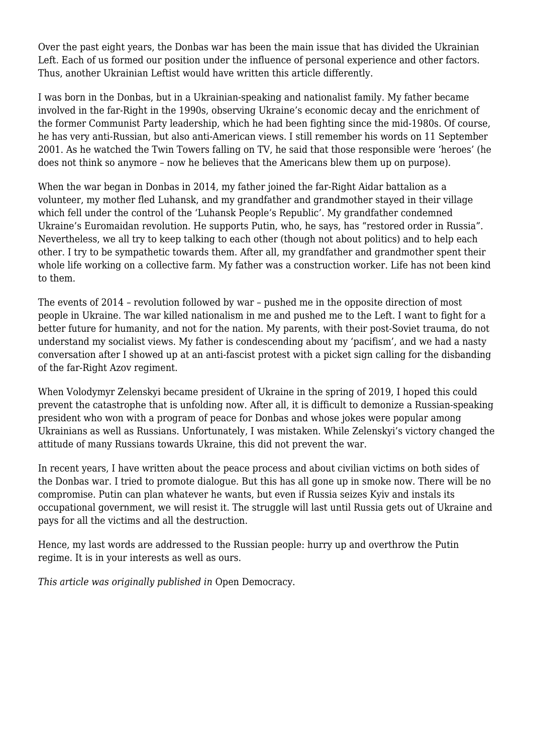Over the past eight years, the Donbas war has been the main issue that has divided the Ukrainian Left. Each of us formed our position under the influence of personal experience and other factors. Thus, another Ukrainian Leftist would have written this article differently.

I was born in the Donbas, but in a Ukrainian-speaking and nationalist family. My father became involved in the far-Right in the 1990s, observing Ukraine's economic decay and the enrichment of the former Communist Party leadership, which he had been fighting since the mid-1980s. Of course, he has very anti-Russian, but also anti-American views. I still remember his words on 11 September 2001. As he watched the Twin Towers falling on TV, he said that those responsible were 'heroes' (he does not think so anymore – now he believes that the Americans blew them up on purpose).

When the war began in Donbas in 2014, my father joined the far-Right Aidar battalion as a volunteer, my mother fled Luhansk, and my grandfather and grandmother stayed in their village which fell under the control of the 'Luhansk People's Republic'. My grandfather condemned Ukraine's Euromaidan revolution. He supports Putin, who, he says, has "restored order in Russia". Nevertheless, we all try to keep talking to each other (though not about politics) and to help each other. I try to be sympathetic towards them. After all, my grandfather and grandmother spent their whole life working on a collective farm. My father was a construction worker. Life has not been kind to them.

The events of 2014 – revolution followed by war – pushed me in the opposite direction of most people in Ukraine. The war killed nationalism in me and pushed me to the Left. I want to fight for a better future for humanity, and not for the nation. My parents, with their post-Soviet trauma, do not understand my socialist views. My father is condescending about my 'pacifism', and we had a nasty conversation after I showed up at an anti-fascist protest with a picket sign calling for the disbanding of the far-Right Azov regiment.

When Volodymyr Zelenskyi became president of Ukraine in the spring of 2019, I hoped this could prevent the catastrophe that is unfolding now. After all, it is difficult to demonize a Russian-speaking president who won with a program of peace for Donbas and whose jokes were popular among Ukrainians as well as Russians. Unfortunately, I was mistaken. While Zelenskyi's victory changed the attitude of many Russians towards Ukraine, this did not prevent the war.

In recent years, I have written about the peace process and about civilian victims on both sides of the Donbas war. I tried to promote dialogue. But this has all gone up in smoke now. There will be no compromise. Putin can plan whatever he wants, but even if Russia seizes Kyiv and instals its occupational government, we will resist it. The struggle will last until Russia gets out of Ukraine and pays for all the victims and all the destruction.

Hence, my last words are addressed to the Russian people: hurry up and overthrow the Putin regime. It is in your interests as well as ours.

*This article was originally published in* Open Democracy.